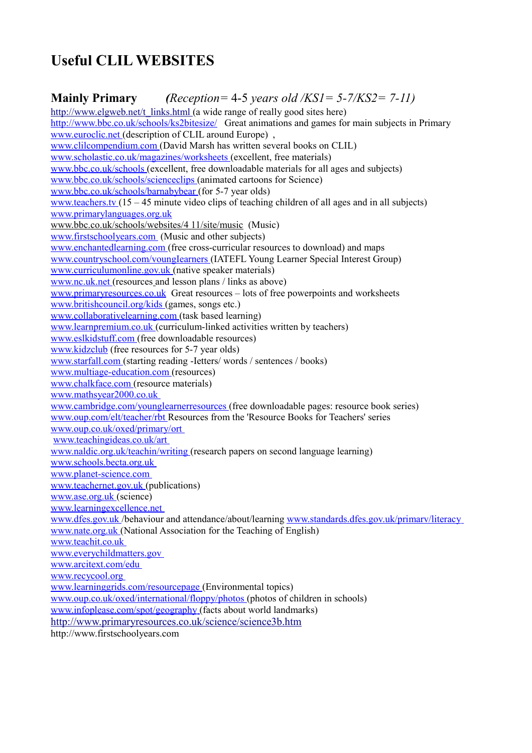# Useful CLIL WEBSITES

## Mainly Primary *(Reception= 4-5 years old /KS1= 5-7/KS2= 7-11)*

http://www.elgweb.net/t_links.html (a wide range of really good sites here)
http://www.bbc.co.uk/schools/ks2bitesize/ Great animations and games for main subjects in Primary
www.euroclic.net (description of CLIL around Europe) ,
www.clilcompendium.com (David Marsh has written several books on CLIL)
www.scholastic.co.uk/magazines/worksheets (excellent, free materials)
www.bbc.co.uk/schools (excellent, free downloadable materials for all ages and subjects)
www.bbc.co.uk/schools/scienceclips (animated cartoons for Science)
www.bbc.co.uk/schools/barnabybear (for 5-7 year olds)
www.teachers.tv (15 – 45 minute video clips of teaching children of all ages and in all subjects)
www.primarylanguages.org.uk
www.bbc.co.uk/schools/websites/4 11/site/music (Music)
www.firstschoolyears.com (Music and other subjects)
www.enchantedlearning.com (free cross-curricular resources to download) and maps
www.countryschool.com/younglearners (IATEFL Young Learner Special Interest Group)
www.curriculumonline.gov.uk (native speaker materials)
www.nc.uk.net (resources and lesson plans / links as above)
www.primaryresources.co.uk Great resources – lots of free powerpoints and worksheets
www.britishcouncil.org/kids (games, songs etc.)
www.collaborativelearning.com (task based learning)
www.learnpremium.co.uk (curriculum-linked activities written by teachers)
www.eslkidstuff.com (free downloadable resources)
www.kidzclub (free resources for 5-7 year olds)
www.starfall.com (starting reading -letters/ words / sentences / books)
www.multiage-education.com (resources)
www.chalkface.com (resource materials)
www.mathsyear2000.co.uk
www.cambridge.com/younglearnerresources (free downloadable pages: resource book series)
www.oup.com/elt/teacher/rbt Resources from the 'Resource Books for Teachers' series
www.oup.co.uk/oxed/primary/ort
www.teachingideas.co.uk/art
www.naldic.org.uk/teachin/writing (research papers on second language learning)
www.schools.becta.org.uk
www.planet-science.com
www.teachernet.gov.uk (publications)
www.ase.org.uk (science)
www.learningexcellence.net
www.dfes.gov.uk /behaviour and attendance/about/learning www.standards.dfes.gov.uk/primary/literacy
www.nate.org.uk (National Association for the Teaching of English)
www.teachit.co.uk
www.everychildmatters.gov
www.arcitext.com/edu
www.recycool.org
www.learninggrids.com/resourcepage (Environmental topics)
www.oup.co.uk/oxed/international/floppy/photos (photos of children in schools)
www.infoplease.com/spot/geography (facts about world landmarks)
http://www.primaryresources.co.uk/science/science3b.htm
http://www.firstschoolyears.com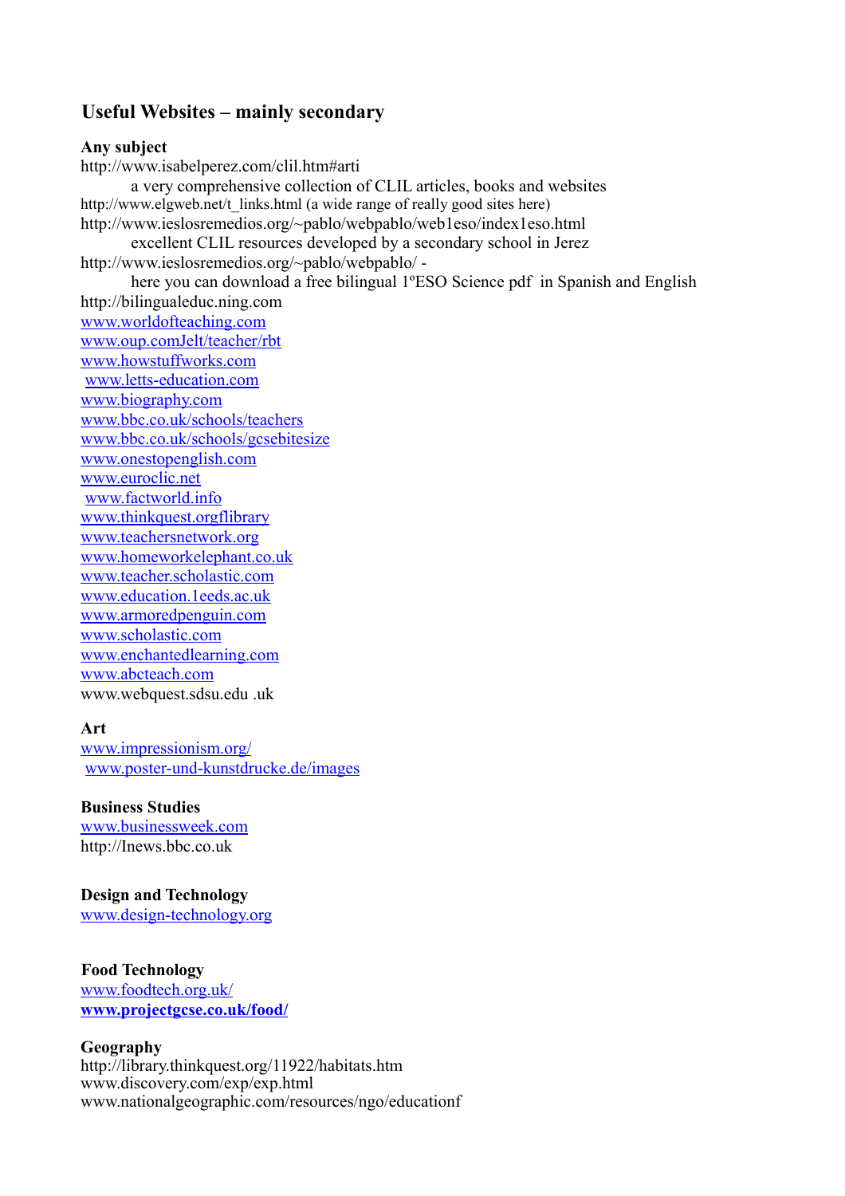## Useful Websites – mainly secondary

**Any subject**

http://www.isabelperez.com/clil.htm#arti

a very comprehensive collection of CLIL articles, books and websites

http://www.elgweb.net/t_links.html (a wide range of really good sites here)

http://www.ieslosremedios.org/~pablo/webpablo/web1eso/index1eso.html

excellent CLIL resources developed by a secondary school in Jerez

http://www.ieslosremedios.org/~pablo/webpablo/ -

here you can download a free bilingual 1ºESO Science pdf in Spanish and English

http://bilingualeduc.ning.com

www.worldofteaching.com

www.oup.comJelt/teacher/rbt

www.howstuffworks.com

www.letts-education.com

www.biography.com

www.bbc.co.uk/schools/teachers

www.bbc.co.uk/schools/gcsebitesize

www.onestopenglish.com

www.euroclic.net

www.factworld.info

www.thinkquest.orgflibrary

www.teachersnetwork.org

www.homeworkelephant.co.uk

www.teacher.scholastic.com

www.education.1eeds.ac.uk

www.armoredpenguin.com

www.scholastic.com

www.enchantedlearning.com

www.abcteach.com

www.webquest.sdsu.edu .uk

**Art**

www.impressionism.org/

www.poster-und-kunstdrucke.de/images

**Business Studies**

www.businessweek.com

http://Inews.bbc.co.uk

**Design and Technology**

www.design-technology.org

**Food Technology**

www.foodtech.org.uk/

**www.projectgcse.co.uk/food/**

**Geography**

http://library.thinkquest.org/11922/habitats.htm

www.discovery.com/exp/exp.html

www.nationalgeographic.com/resources/ngo/educationf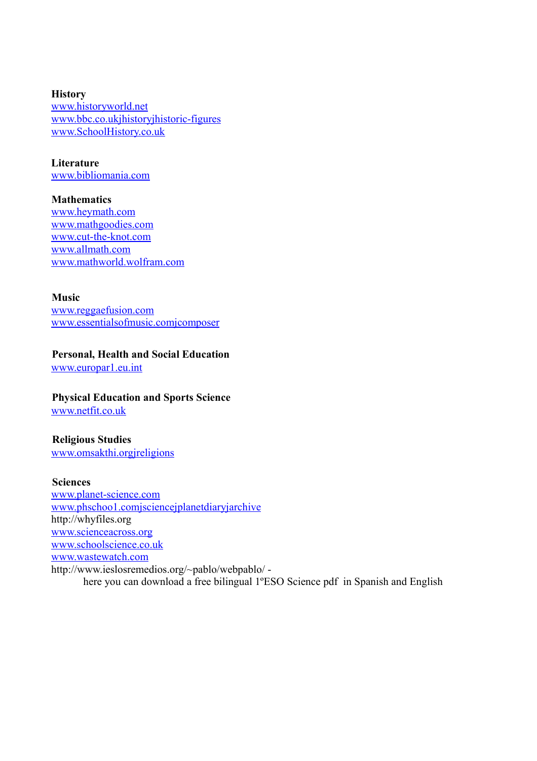**History**
www.historyworld.net
www.bbc.co.ukjhistoryjhistoric-figures
www.SchoolHistory.co.uk

**Literature**
www.bibliomania.com

**Mathematics**
www.heymath.com
www.mathgoodies.com
www.cut-the-knot.com
www.allmath.com
www.mathworld.wolfram.com

**Music**
www.reggaefusion.com
www.essentialsofmusic.comjcomposer

**Personal, Health and Social Education**
www.europar1.eu.int

**Physical Education and Sports Science**
www.netfit.co.uk

**Religious Studies**
www.omsakthi.orgjreligions

**Sciences**
www.planet-science.com
www.phschoo1.comjsciencejplanetdiaryjarchive
http://whyfiles.org
www.scienceacross.org
www.schoolscience.co.uk
www.wastewatch.com
http://www.ieslosremedios.org/~pablo/webpablo/ -
here you can download a free bilingual 1ºESO Science pdf in Spanish and English